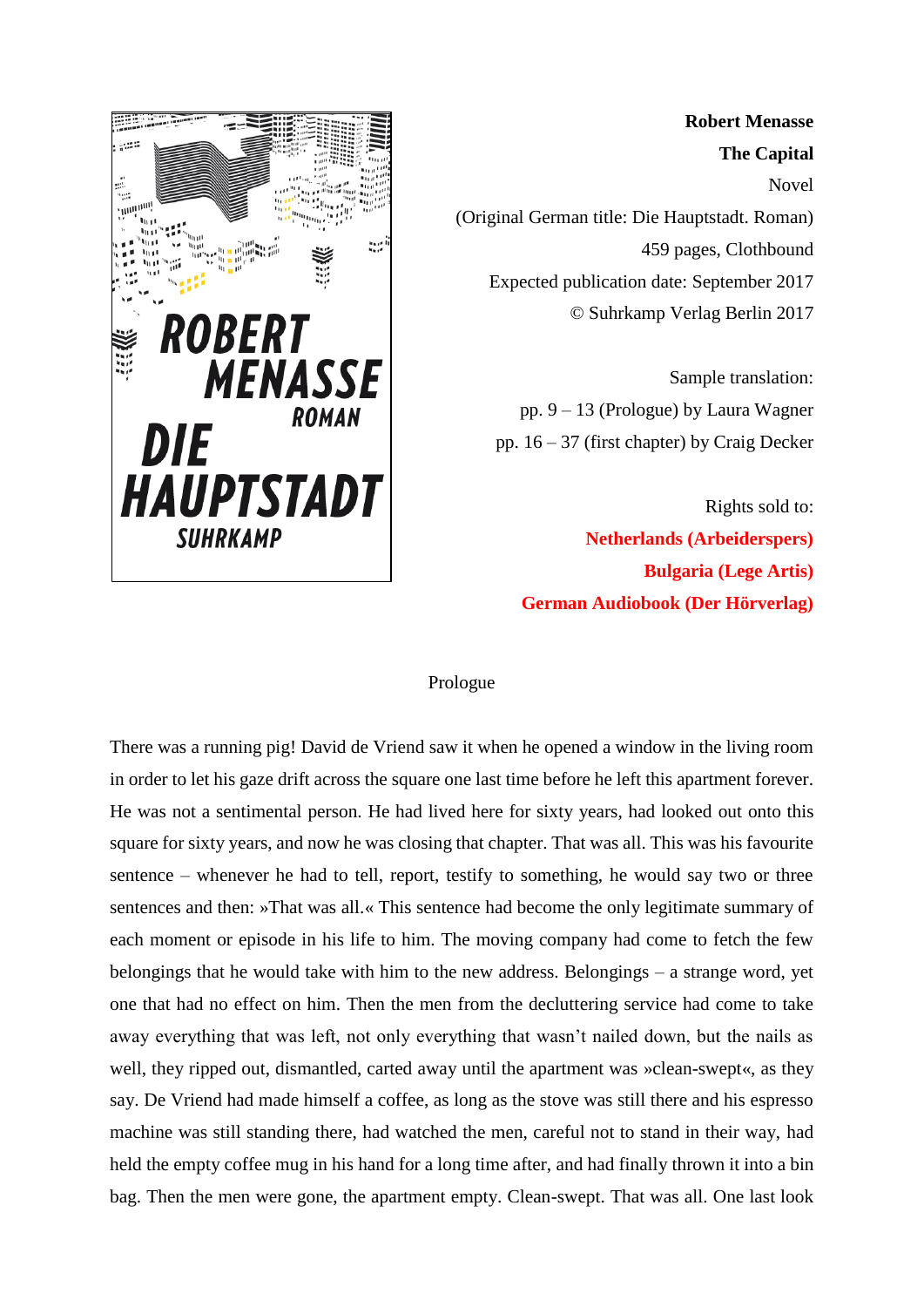**Robert Menasse**

**The Capital**

Novel

(Original German title: Die Hauptstadt. Roman)

459 pages, Clothbound

Expected publication date: September 2017

© Suhrkamp Verlag Berlin 2017

Sample translation:

pp. 9 – 13 (Prologue) by Laura Wagner

pp. 16 – 37 (first chapter) by Craig Decker

Rights sold to:

**Netherlands (Arbeiderspers)**

**Bulgaria (Lege Artis)**

**German Audiobook (Der Hörverlag)**

## Prologue

There was a running pig! David de Vriend saw it when he opened a window in the living room in order to let his gaze drift across the square one last time before he left this apartment forever. He was not a sentimental person. He had lived here for sixty years, had looked out onto this square for sixty years, and now he was closing that chapter. That was all. This was his favourite sentence – whenever he had to tell, report, testify to something, he would say two or three sentences and then: »That was all.« This sentence had become the only legitimate summary of each moment or episode in his life to him. The moving company had come to fetch the few belongings that he would take with him to the new address. Belongings – a strange word, yet one that had no effect on him. Then the men from the decluttering service had come to take away everything that was left, not only everything that wasn't nailed down, but the nails as well, they ripped out, dismantled, carted away until the apartment was »clean-swept«, as they say. De Vriend had made himself a coffee, as long as the stove was still there and his espresso machine was still standing there, had watched the men, careful not to stand in their way, had held the empty coffee mug in his hand for a long time after, and had finally thrown it into a bin bag. Then the men were gone, the apartment empty. Clean-swept. That was all. One last look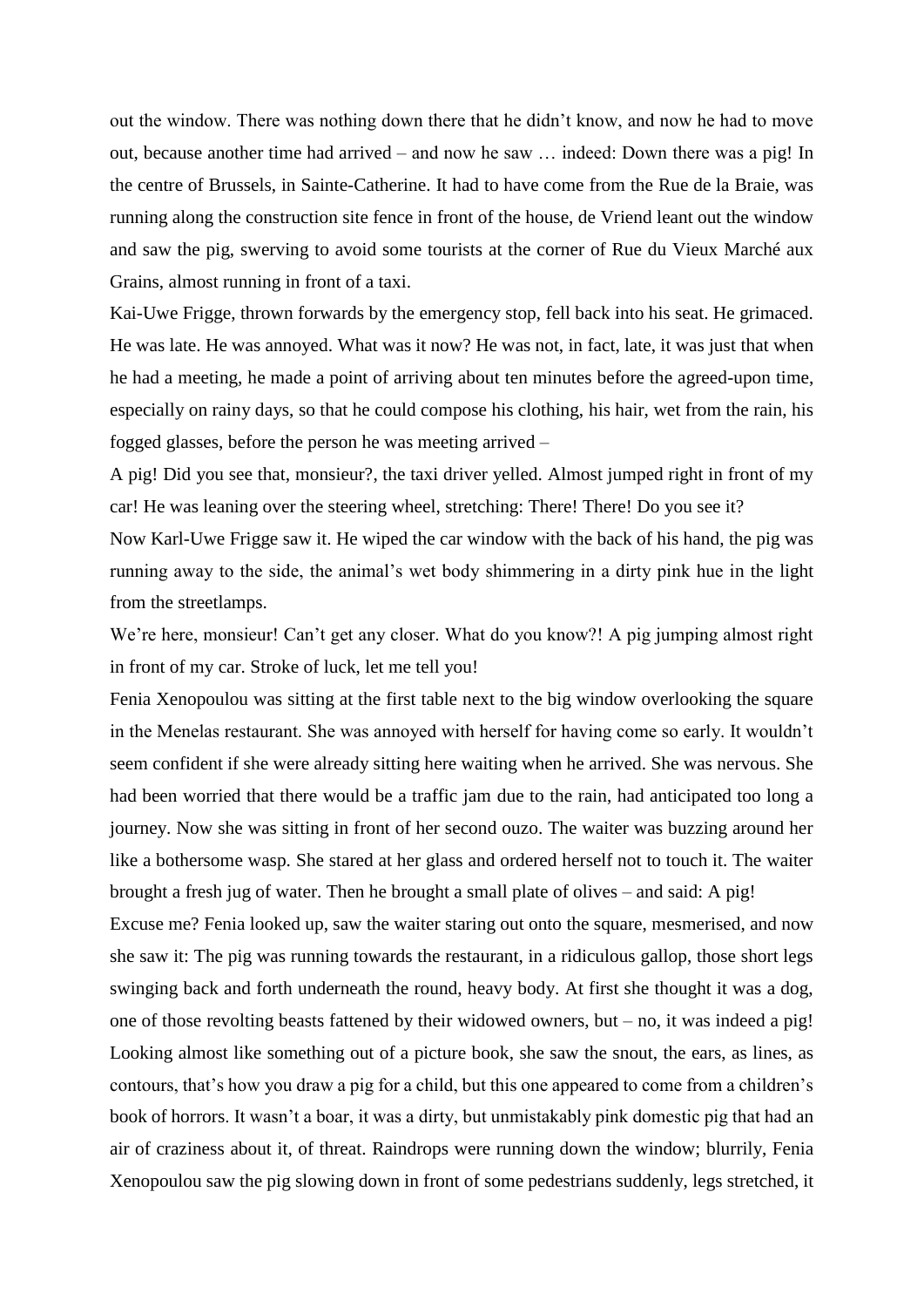out the window. There was nothing down there that he didn't know, and now he had to move out, because another time had arrived – and now he saw … indeed: Down there was a pig! In the centre of Brussels, in Sainte-Catherine. It had to have come from the Rue de la Braie, was running along the construction site fence in front of the house, de Vriend leant out the window and saw the pig, swerving to avoid some tourists at the corner of Rue du Vieux Marché aux Grains, almost running in front of a taxi.

Kai-Uwe Frigge, thrown forwards by the emergency stop, fell back into his seat. He grimaced. He was late. He was annoyed. What was it now? He was not, in fact, late, it was just that when he had a meeting, he made a point of arriving about ten minutes before the agreed-upon time, especially on rainy days, so that he could compose his clothing, his hair, wet from the rain, his fogged glasses, before the person he was meeting arrived –

A pig! Did you see that, monsieur?, the taxi driver yelled. Almost jumped right in front of my car! He was leaning over the steering wheel, stretching: There! There! Do you see it?

Now Karl-Uwe Frigge saw it. He wiped the car window with the back of his hand, the pig was running away to the side, the animal's wet body shimmering in a dirty pink hue in the light from the streetlamps.

We're here, monsieur! Can't get any closer. What do you know?! A pig jumping almost right in front of my car. Stroke of luck, let me tell you!

Fenia Xenopoulou was sitting at the first table next to the big window overlooking the square in the Menelas restaurant. She was annoyed with herself for having come so early. It wouldn't seem confident if she were already sitting here waiting when he arrived. She was nervous. She had been worried that there would be a traffic jam due to the rain, had anticipated too long a journey. Now she was sitting in front of her second ouzo. The waiter was buzzing around her like a bothersome wasp. She stared at her glass and ordered herself not to touch it. The waiter brought a fresh jug of water. Then he brought a small plate of olives – and said: A pig!

Excuse me? Fenia looked up, saw the waiter staring out onto the square, mesmerised, and now she saw it: The pig was running towards the restaurant, in a ridiculous gallop, those short legs swinging back and forth underneath the round, heavy body. At first she thought it was a dog, one of those revolting beasts fattened by their widowed owners, but – no, it was indeed a pig! Looking almost like something out of a picture book, she saw the snout, the ears, as lines, as contours, that's how you draw a pig for a child, but this one appeared to come from a children's book of horrors. It wasn't a boar, it was a dirty, but unmistakably pink domestic pig that had an air of craziness about it, of threat. Raindrops were running down the window; blurrily, Fenia Xenopoulou saw the pig slowing down in front of some pedestrians suddenly, legs stretched, it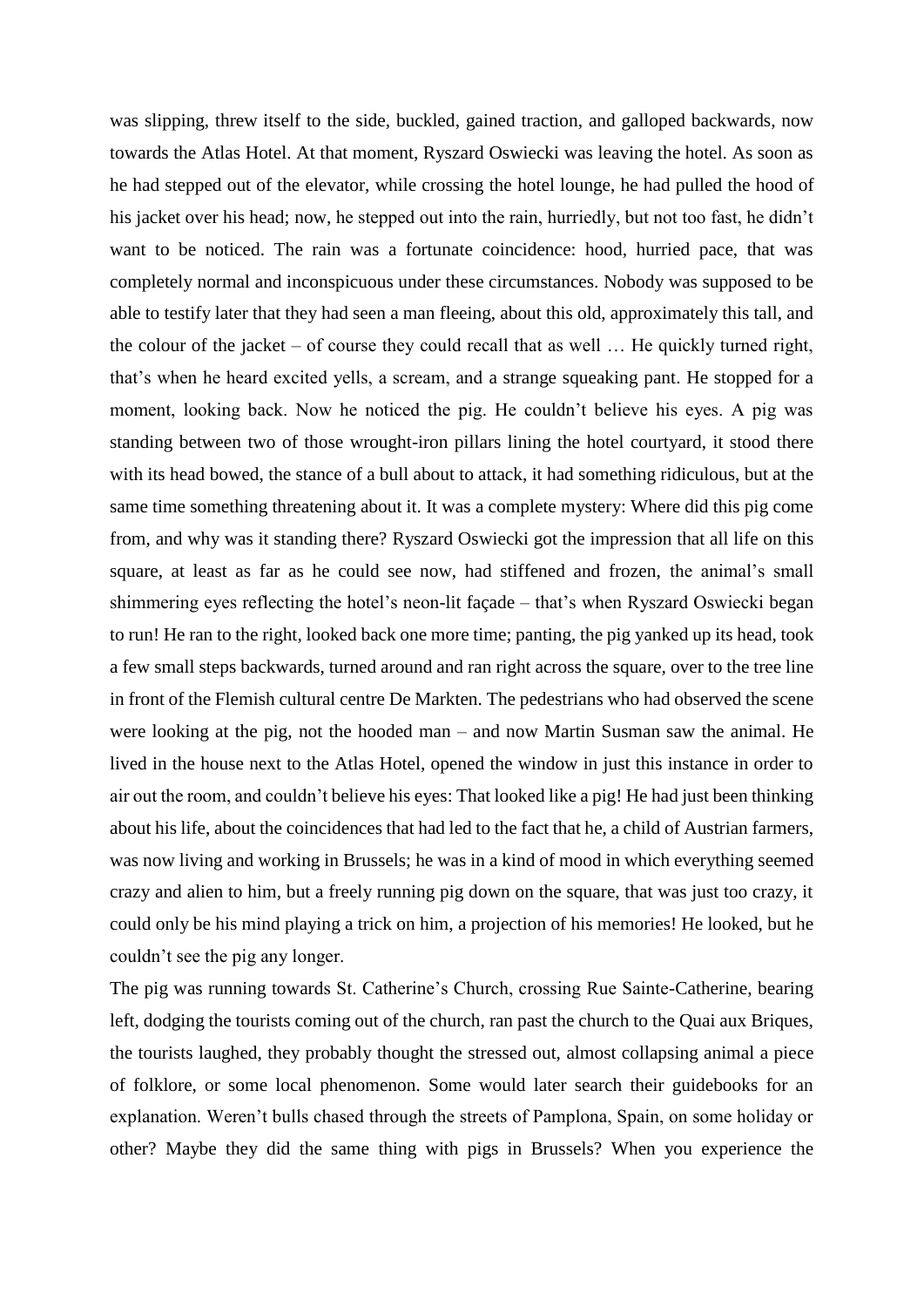was slipping, threw itself to the side, buckled, gained traction, and galloped backwards, now towards the Atlas Hotel. At that moment, Ryszard Oswiecki was leaving the hotel. As soon as he had stepped out of the elevator, while crossing the hotel lounge, he had pulled the hood of his jacket over his head; now, he stepped out into the rain, hurriedly, but not too fast, he didn't want to be noticed. The rain was a fortunate coincidence: hood, hurried pace, that was completely normal and inconspicuous under these circumstances. Nobody was supposed to be able to testify later that they had seen a man fleeing, about this old, approximately this tall, and the colour of the jacket – of course they could recall that as well … He quickly turned right, that's when he heard excited yells, a scream, and a strange squeaking pant. He stopped for a moment, looking back. Now he noticed the pig. He couldn't believe his eyes. A pig was standing between two of those wrought-iron pillars lining the hotel courtyard, it stood there with its head bowed, the stance of a bull about to attack, it had something ridiculous, but at the same time something threatening about it. It was a complete mystery: Where did this pig come from, and why was it standing there? Ryszard Oswiecki got the impression that all life on this square, at least as far as he could see now, had stiffened and frozen, the animal's small shimmering eyes reflecting the hotel's neon-lit façade – that's when Ryszard Oswiecki began to run! He ran to the right, looked back one more time; panting, the pig yanked up its head, took a few small steps backwards, turned around and ran right across the square, over to the tree line in front of the Flemish cultural centre De Markten. The pedestrians who had observed the scene were looking at the pig, not the hooded man – and now Martin Susman saw the animal. He lived in the house next to the Atlas Hotel, opened the window in just this instance in order to air out the room, and couldn't believe his eyes: That looked like a pig! He had just been thinking about his life, about the coincidences that had led to the fact that he, a child of Austrian farmers, was now living and working in Brussels; he was in a kind of mood in which everything seemed crazy and alien to him, but a freely running pig down on the square, that was just too crazy, it could only be his mind playing a trick on him, a projection of his memories! He looked, but he couldn't see the pig any longer.

The pig was running towards St. Catherine's Church, crossing Rue Sainte-Catherine, bearing left, dodging the tourists coming out of the church, ran past the church to the Quai aux Briques, the tourists laughed, they probably thought the stressed out, almost collapsing animal a piece of folklore, or some local phenomenon. Some would later search their guidebooks for an explanation. Weren't bulls chased through the streets of Pamplona, Spain, on some holiday or other? Maybe they did the same thing with pigs in Brussels? When you experience the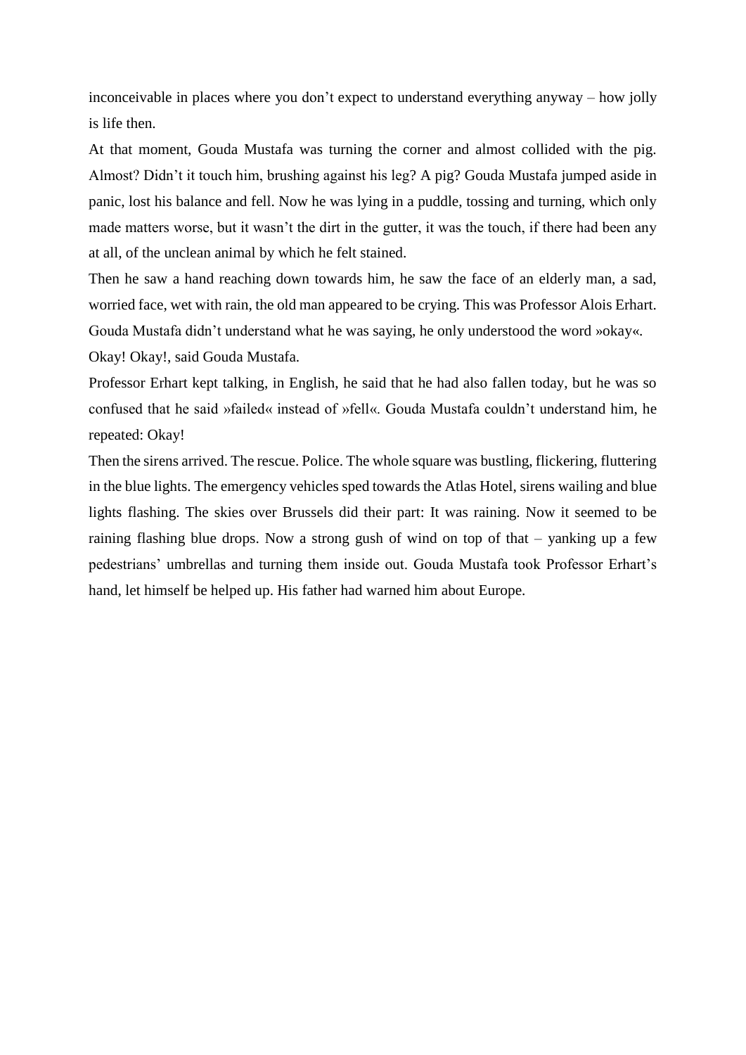inconceivable in places where you don't expect to understand everything anyway – how jolly is life then.

At that moment, Gouda Mustafa was turning the corner and almost collided with the pig. Almost? Didn't it touch him, brushing against his leg? A pig? Gouda Mustafa jumped aside in panic, lost his balance and fell. Now he was lying in a puddle, tossing and turning, which only made matters worse, but it wasn't the dirt in the gutter, it was the touch, if there had been any at all, of the unclean animal by which he felt stained.

Then he saw a hand reaching down towards him, he saw the face of an elderly man, a sad, worried face, wet with rain, the old man appeared to be crying. This was Professor Alois Erhart. Gouda Mustafa didn't understand what he was saying, he only understood the word »okay«.

Okay! Okay!, said Gouda Mustafa.

Professor Erhart kept talking, in English, he said that he had also fallen today, but he was so confused that he said »failed« instead of »fell«. Gouda Mustafa couldn't understand him, he repeated: Okay!

Then the sirens arrived. The rescue. Police. The whole square was bustling, flickering, fluttering in the blue lights. The emergency vehicles sped towards the Atlas Hotel, sirens wailing and blue lights flashing. The skies over Brussels did their part: It was raining. Now it seemed to be raining flashing blue drops. Now a strong gush of wind on top of that – yanking up a few pedestrians' umbrellas and turning them inside out. Gouda Mustafa took Professor Erhart's hand, let himself be helped up. His father had warned him about Europe.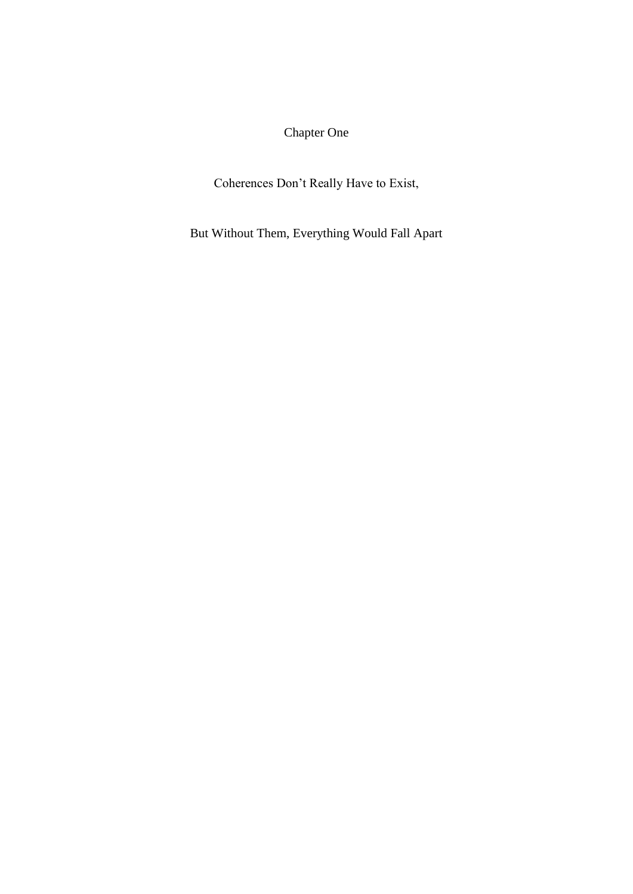# Chapter One

## Coherences Don’t Really Have to Exist,

## But Without Them, Everything Would Fall Apart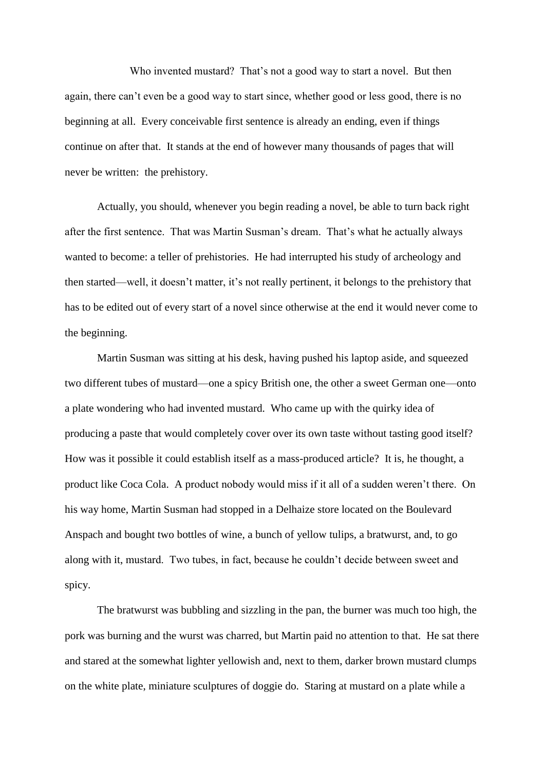Who invented mustard? That's not a good way to start a novel. But then again, there can't even be a good way to start since, whether good or less good, there is no beginning at all. Every conceivable first sentence is already an ending, even if things continue on after that. It stands at the end of however many thousands of pages that will never be written: the prehistory.

Actually, you should, whenever you begin reading a novel, be able to turn back right after the first sentence. That was Martin Susman's dream. That's what he actually always wanted to become: a teller of prehistories. He had interrupted his study of archeology and then started—well, it doesn't matter, it's not really pertinent, it belongs to the prehistory that has to be edited out of every start of a novel since otherwise at the end it would never come to the beginning.

Martin Susman was sitting at his desk, having pushed his laptop aside, and squeezed two different tubes of mustard—one a spicy British one, the other a sweet German one—onto a plate wondering who had invented mustard. Who came up with the quirky idea of producing a paste that would completely cover over its own taste without tasting good itself? How was it possible it could establish itself as a mass-produced article? It is, he thought, a product like Coca Cola. A product nobody would miss if it all of a sudden weren't there. On his way home, Martin Susman had stopped in a Delhaize store located on the Boulevard Anspach and bought two bottles of wine, a bunch of yellow tulips, a bratwurst, and, to go along with it, mustard. Two tubes, in fact, because he couldn't decide between sweet and spicy.

The bratwurst was bubbling and sizzling in the pan, the burner was much too high, the pork was burning and the wurst was charred, but Martin paid no attention to that. He sat there and stared at the somewhat lighter yellowish and, next to them, darker brown mustard clumps on the white plate, miniature sculptures of doggie do. Staring at mustard on a plate while a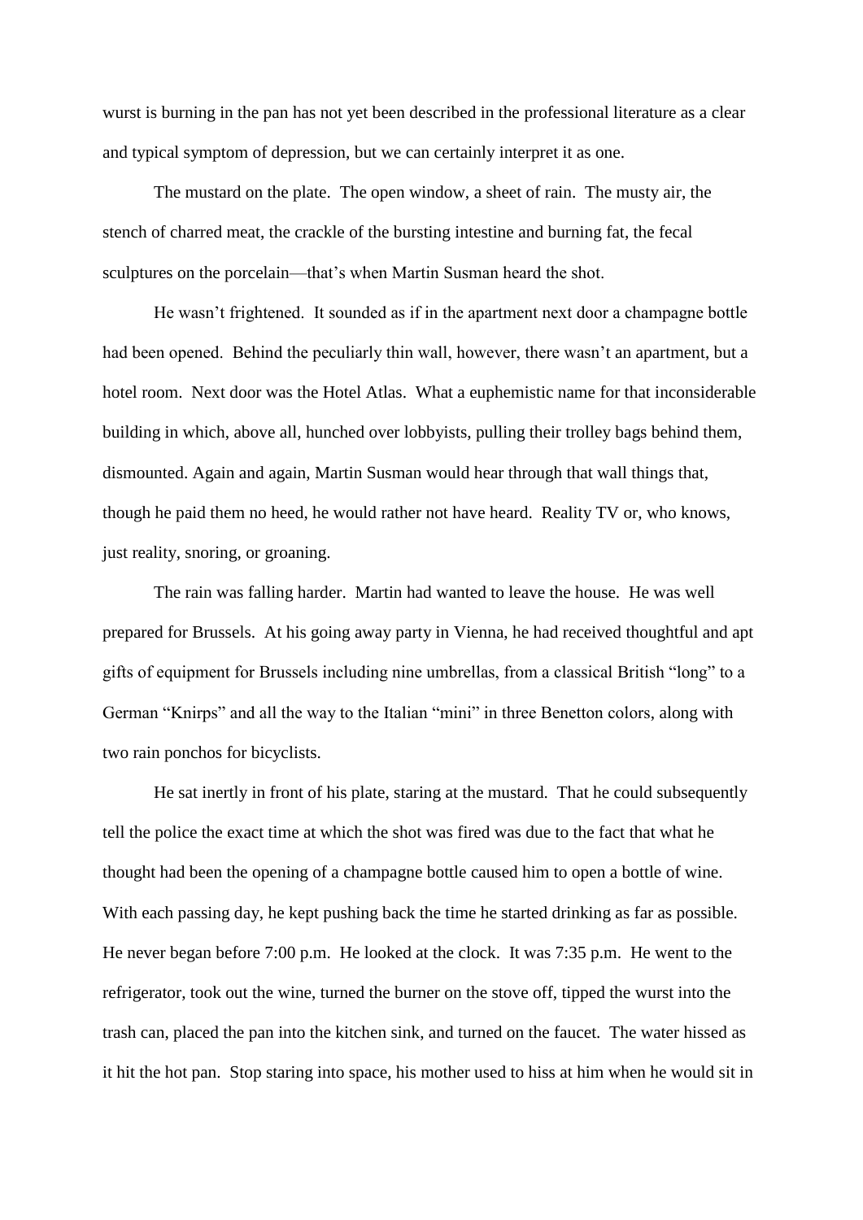wurst is burning in the pan has not yet been described in the professional literature as a clear and typical symptom of depression, but we can certainly interpret it as one.

The mustard on the plate. The open window, a sheet of rain. The musty air, the stench of charred meat, the crackle of the bursting intestine and burning fat, the fecal sculptures on the porcelain—that's when Martin Susman heard the shot.

He wasn't frightened. It sounded as if in the apartment next door a champagne bottle had been opened. Behind the peculiarly thin wall, however, there wasn't an apartment, but a hotel room. Next door was the Hotel Atlas. What a euphemistic name for that inconsiderable building in which, above all, hunched over lobbyists, pulling their trolley bags behind them, dismounted. Again and again, Martin Susman would hear through that wall things that, though he paid them no heed, he would rather not have heard. Reality TV or, who knows, just reality, snoring, or groaning.

The rain was falling harder. Martin had wanted to leave the house. He was well prepared for Brussels. At his going away party in Vienna, he had received thoughtful and apt gifts of equipment for Brussels including nine umbrellas, from a classical British "long" to a German "Knirps" and all the way to the Italian "mini" in three Benetton colors, along with two rain ponchos for bicyclists.

He sat inertly in front of his plate, staring at the mustard. That he could subsequently tell the police the exact time at which the shot was fired was due to the fact that what he thought had been the opening of a champagne bottle caused him to open a bottle of wine. With each passing day, he kept pushing back the time he started drinking as far as possible. He never began before 7:00 p.m. He looked at the clock. It was 7:35 p.m. He went to the refrigerator, took out the wine, turned the burner on the stove off, tipped the wurst into the trash can, placed the pan into the kitchen sink, and turned on the faucet. The water hissed as it hit the hot pan. Stop staring into space, his mother used to hiss at him when he would sit in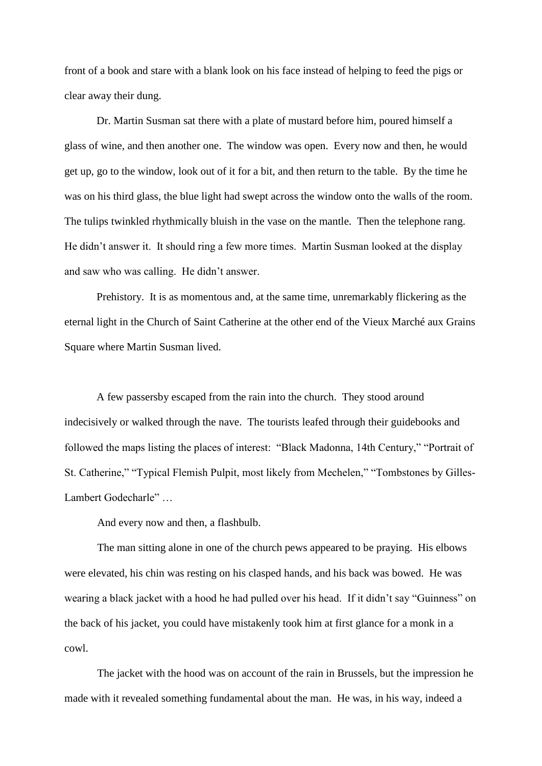front of a book and stare with a blank look on his face instead of helping to feed the pigs or clear away their dung.

Dr. Martin Susman sat there with a plate of mustard before him, poured himself a glass of wine, and then another one. The window was open. Every now and then, he would get up, go to the window, look out of it for a bit, and then return to the table. By the time he was on his third glass, the blue light had swept across the window onto the walls of the room. The tulips twinkled rhythmically bluish in the vase on the mantle. Then the telephone rang. He didn't answer it. It should ring a few more times. Martin Susman looked at the display and saw who was calling. He didn't answer.

Prehistory. It is as momentous and, at the same time, unremarkably flickering as the eternal light in the Church of Saint Catherine at the other end of the Vieux Marché aux Grains Square where Martin Susman lived.

A few passersby escaped from the rain into the church. They stood around indecisively or walked through the nave. The tourists leafed through their guidebooks and followed the maps listing the places of interest: "Black Madonna, 14th Century," "Portrait of St. Catherine," "Typical Flemish Pulpit, most likely from Mechelen," "Tombstones by Gilles-Lambert Godecharle" …

And every now and then, a flashbulb.

The man sitting alone in one of the church pews appeared to be praying. His elbows were elevated, his chin was resting on his clasped hands, and his back was bowed. He was wearing a black jacket with a hood he had pulled over his head. If it didn't say "Guinness" on the back of his jacket, you could have mistakenly took him at first glance for a monk in a cowl.

The jacket with the hood was on account of the rain in Brussels, but the impression he made with it revealed something fundamental about the man. He was, in his way, indeed a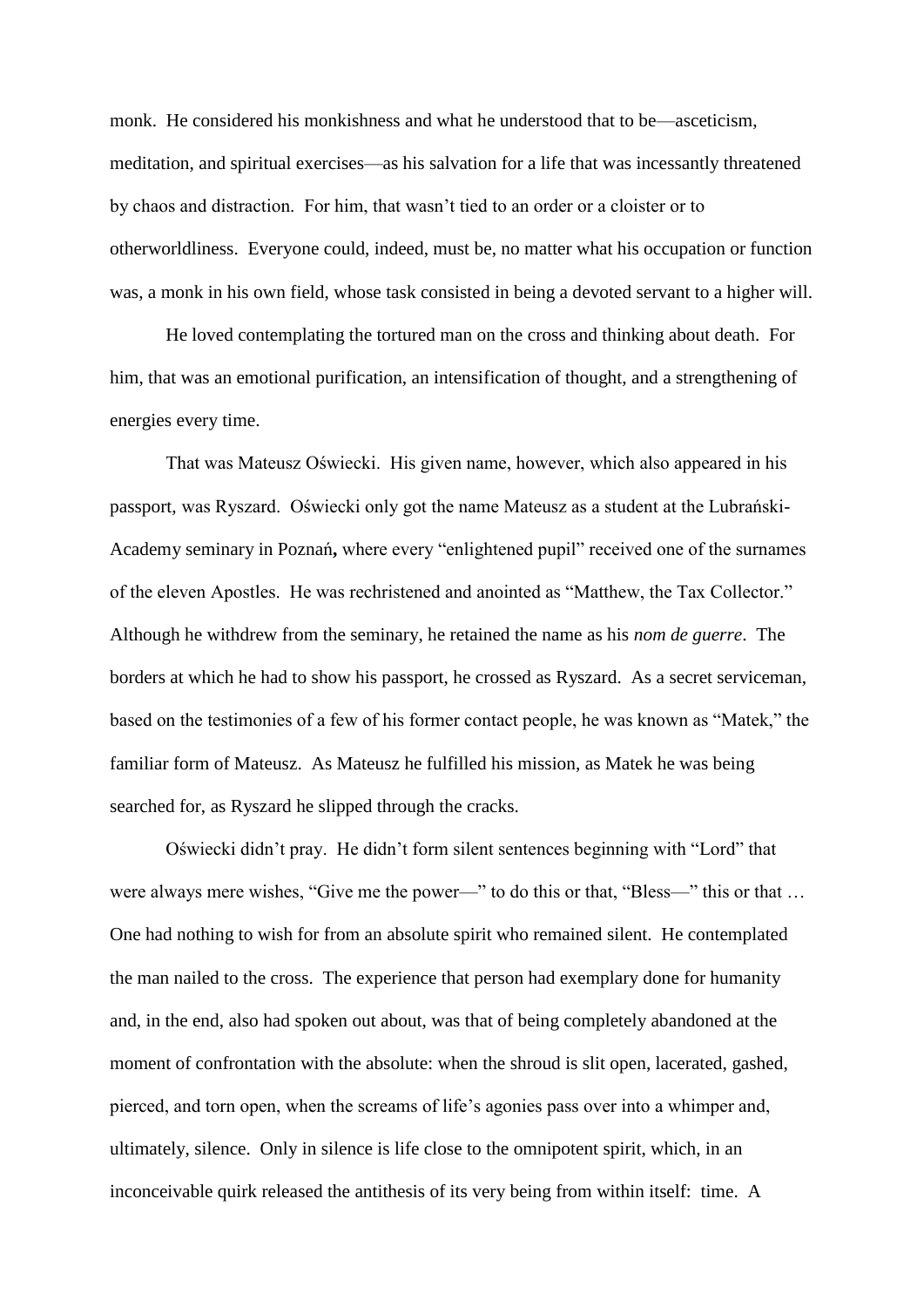monk. He considered his monkishness and what he understood that to be—asceticism, meditation, and spiritual exercises—as his salvation for a life that was incessantly threatened by chaos and distraction. For him, that wasn't tied to an order or a cloister or to otherworldliness. Everyone could, indeed, must be, no matter what his occupation or function was, a monk in his own field, whose task consisted in being a devoted servant to a higher will.

He loved contemplating the tortured man on the cross and thinking about death. For him, that was an emotional purification, an intensification of thought, and a strengthening of energies every time.

That was Mateusz Oświecki. His given name, however, which also appeared in his passport, was Ryszard. Oświecki only got the name Mateusz as a student at the Lubrański-Academy seminary in Poznań**,** where every "enlightened pupil" received one of the surnames of the eleven Apostles. He was rechristened and anointed as "Matthew, the Tax Collector." Although he withdrew from the seminary, he retained the name as his *nom de guerre*. The borders at which he had to show his passport, he crossed as Ryszard. As a secret serviceman, based on the testimonies of a few of his former contact people, he was known as "Matek," the familiar form of Mateusz. As Mateusz he fulfilled his mission, as Matek he was being searched for, as Ryszard he slipped through the cracks.

Oświecki didn't pray. He didn't form silent sentences beginning with "Lord" that were always mere wishes, "Give me the power—" to do this or that, "Bless—" this or that … One had nothing to wish for from an absolute spirit who remained silent. He contemplated the man nailed to the cross. The experience that person had exemplary done for humanity and, in the end, also had spoken out about, was that of being completely abandoned at the moment of confrontation with the absolute: when the shroud is slit open, lacerated, gashed, pierced, and torn open, when the screams of life's agonies pass over into a whimper and, ultimately, silence. Only in silence is life close to the omnipotent spirit, which, in an inconceivable quirk released the antithesis of its very being from within itself: time. A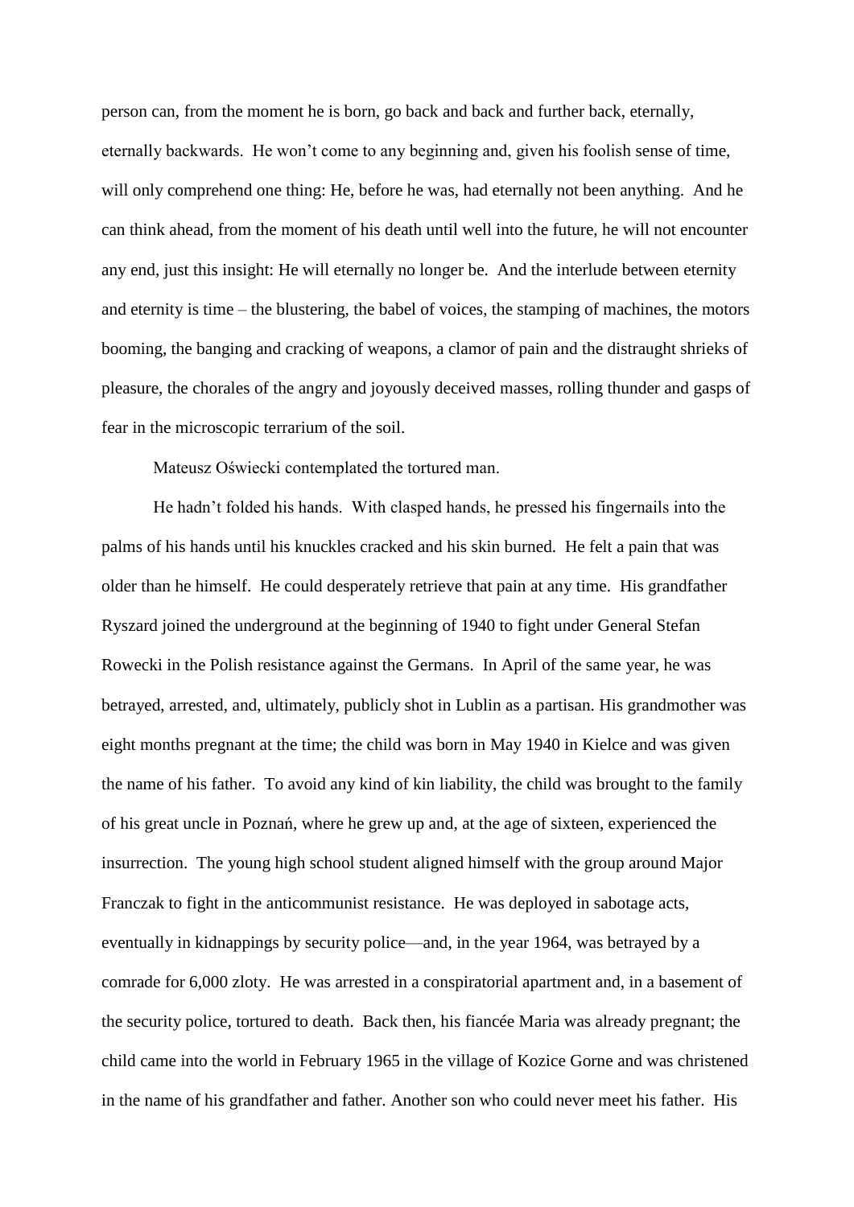person can, from the moment he is born, go back and back and further back, eternally, eternally backwards. He won't come to any beginning and, given his foolish sense of time, will only comprehend one thing: He, before he was, had eternally not been anything. And he can think ahead, from the moment of his death until well into the future, he will not encounter any end, just this insight: He will eternally no longer be. And the interlude between eternity and eternity is time – the blustering, the babel of voices, the stamping of machines, the motors booming, the banging and cracking of weapons, a clamor of pain and the distraught shrieks of pleasure, the chorales of the angry and joyously deceived masses, rolling thunder and gasps of fear in the microscopic terrarium of the soil.

Mateusz Oświecki contemplated the tortured man.

He hadn't folded his hands. With clasped hands, he pressed his fingernails into the palms of his hands until his knuckles cracked and his skin burned. He felt a pain that was older than he himself. He could desperately retrieve that pain at any time. His grandfather Ryszard joined the underground at the beginning of 1940 to fight under General Stefan Rowecki in the Polish resistance against the Germans. In April of the same year, he was betrayed, arrested, and, ultimately, publicly shot in Lublin as a partisan. His grandmother was eight months pregnant at the time; the child was born in May 1940 in Kielce and was given the name of his father. To avoid any kind of kin liability, the child was brought to the family of his great uncle in Poznań, where he grew up and, at the age of sixteen, experienced the insurrection. The young high school student aligned himself with the group around Major Franczak to fight in the anticommunist resistance. He was deployed in sabotage acts, eventually in kidnappings by security police—and, in the year 1964, was betrayed by a comrade for 6,000 zloty. He was arrested in a conspiratorial apartment and, in a basement of the security police, tortured to death. Back then, his fiancée Maria was already pregnant; the child came into the world in February 1965 in the village of Kozice Gorne and was christened in the name of his grandfather and father. Another son who could never meet his father. His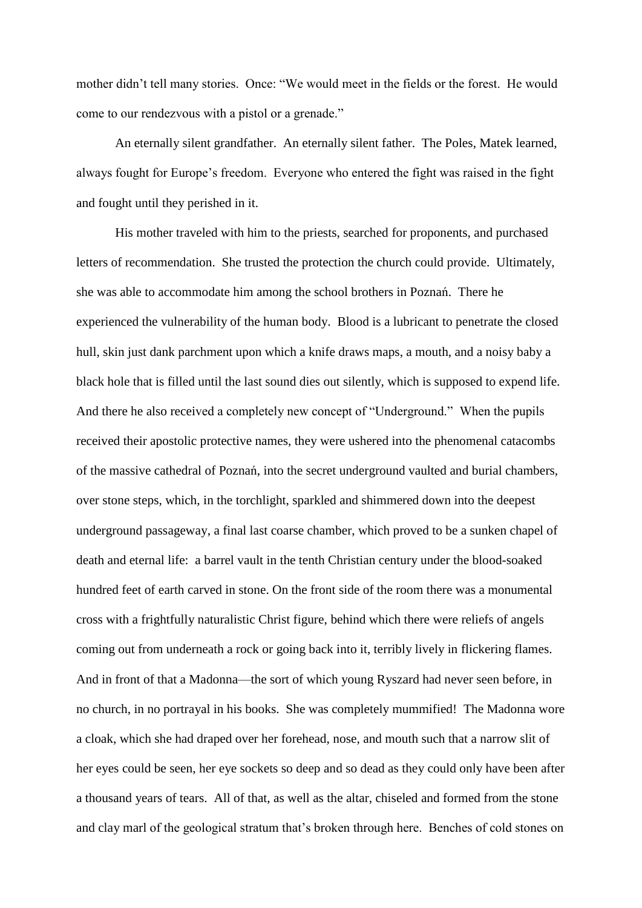mother didn't tell many stories. Once: "We would meet in the fields or the forest. He would come to our rendezvous with a pistol or a grenade."

An eternally silent grandfather. An eternally silent father. The Poles, Matek learned, always fought for Europe's freedom. Everyone who entered the fight was raised in the fight and fought until they perished in it.

His mother traveled with him to the priests, searched for proponents, and purchased letters of recommendation. She trusted the protection the church could provide. Ultimately, she was able to accommodate him among the school brothers in Poznań. There he experienced the vulnerability of the human body. Blood is a lubricant to penetrate the closed hull, skin just dank parchment upon which a knife draws maps, a mouth, and a noisy baby a black hole that is filled until the last sound dies out silently, which is supposed to expend life. And there he also received a completely new concept of "Underground." When the pupils received their apostolic protective names, they were ushered into the phenomenal catacombs of the massive cathedral of Poznań, into the secret underground vaulted and burial chambers, over stone steps, which, in the torchlight, sparkled and shimmered down into the deepest underground passageway, a final last coarse chamber, which proved to be a sunken chapel of death and eternal life: a barrel vault in the tenth Christian century under the blood-soaked hundred feet of earth carved in stone. On the front side of the room there was a monumental cross with a frightfully naturalistic Christ figure, behind which there were reliefs of angels coming out from underneath a rock or going back into it, terribly lively in flickering flames. And in front of that a Madonna—the sort of which young Ryszard had never seen before, in no church, in no portrayal in his books. She was completely mummified! The Madonna wore a cloak, which she had draped over her forehead, nose, and mouth such that a narrow slit of her eyes could be seen, her eye sockets so deep and so dead as they could only have been after a thousand years of tears. All of that, as well as the altar, chiseled and formed from the stone and clay marl of the geological stratum that's broken through here. Benches of cold stones on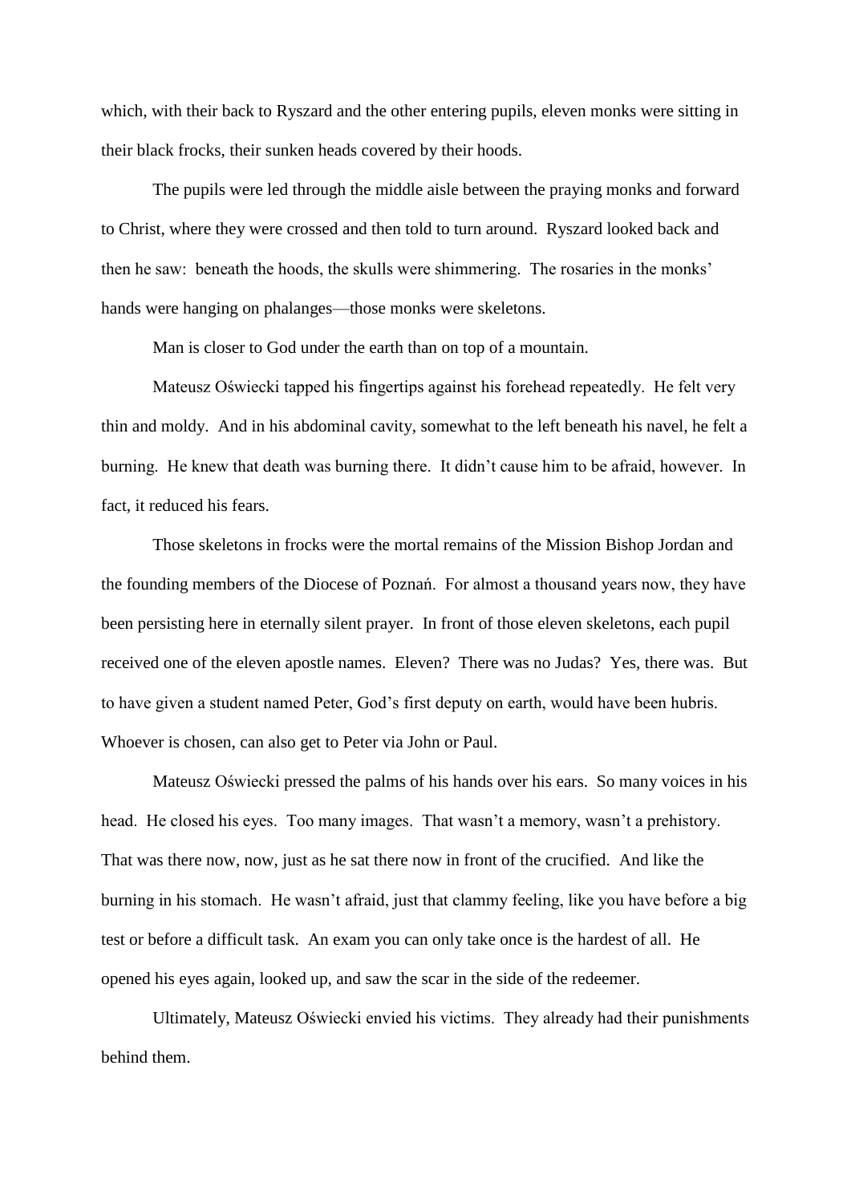which, with their back to Ryszard and the other entering pupils, eleven monks were sitting in their black frocks, their sunken heads covered by their hoods.

The pupils were led through the middle aisle between the praying monks and forward to Christ, where they were crossed and then told to turn around. Ryszard looked back and then he saw: beneath the hoods, the skulls were shimmering. The rosaries in the monks' hands were hanging on phalanges—those monks were skeletons.

Man is closer to God under the earth than on top of a mountain.

Mateusz Oświecki tapped his fingertips against his forehead repeatedly. He felt very thin and moldy. And in his abdominal cavity, somewhat to the left beneath his navel, he felt a burning. He knew that death was burning there. It didn't cause him to be afraid, however. In fact, it reduced his fears.

Those skeletons in frocks were the mortal remains of the Mission Bishop Jordan and the founding members of the Diocese of Poznań. For almost a thousand years now, they have been persisting here in eternally silent prayer. In front of those eleven skeletons, each pupil received one of the eleven apostle names. Eleven? There was no Judas? Yes, there was. But to have given a student named Peter, God's first deputy on earth, would have been hubris. Whoever is chosen, can also get to Peter via John or Paul.

Mateusz Oświecki pressed the palms of his hands over his ears. So many voices in his head. He closed his eyes. Too many images. That wasn't a memory, wasn't a prehistory. That was there now, now, just as he sat there now in front of the crucified. And like the burning in his stomach. He wasn't afraid, just that clammy feeling, like you have before a big test or before a difficult task. An exam you can only take once is the hardest of all. He opened his eyes again, looked up, and saw the scar in the side of the redeemer.

Ultimately, Mateusz Oświecki envied his victims. They already had their punishments behind them.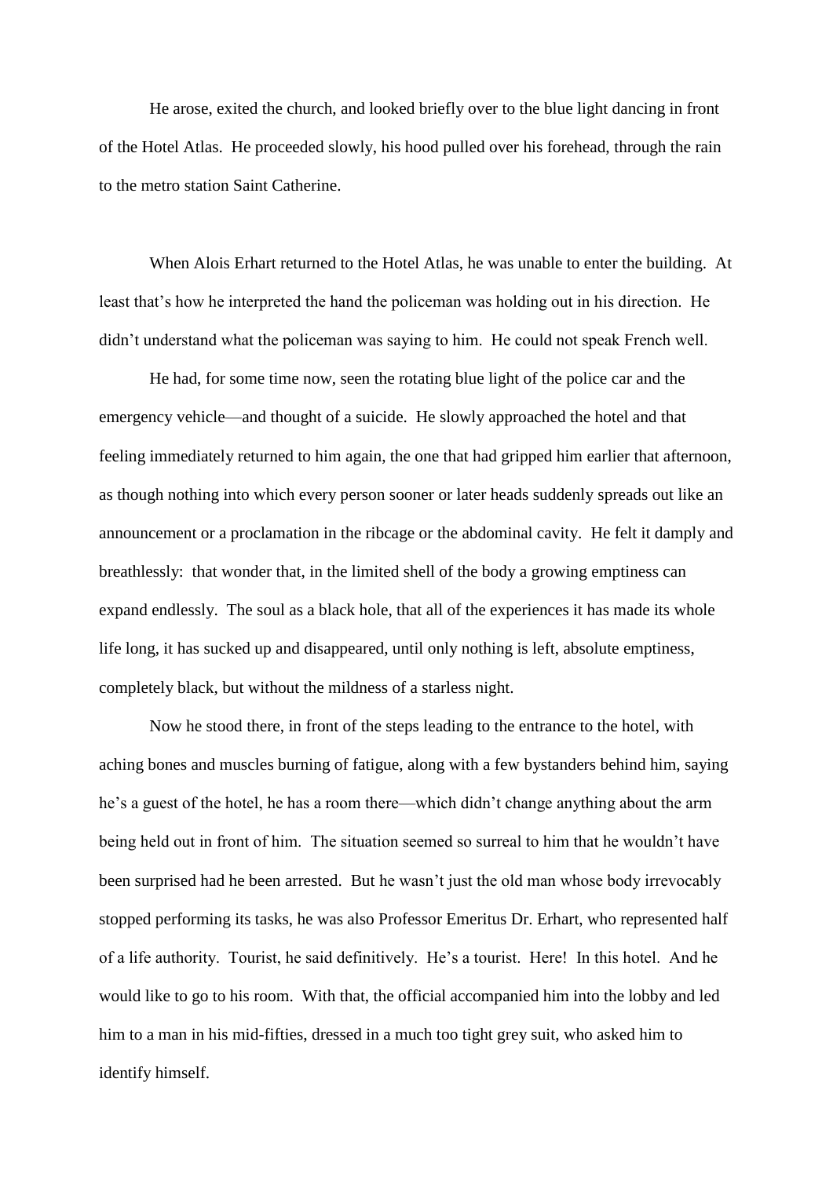He arose, exited the church, and looked briefly over to the blue light dancing in front of the Hotel Atlas. He proceeded slowly, his hood pulled over his forehead, through the rain to the metro station Saint Catherine.

When Alois Erhart returned to the Hotel Atlas, he was unable to enter the building. At least that's how he interpreted the hand the policeman was holding out in his direction. He didn't understand what the policeman was saying to him. He could not speak French well.

He had, for some time now, seen the rotating blue light of the police car and the emergency vehicle—and thought of a suicide. He slowly approached the hotel and that feeling immediately returned to him again, the one that had gripped him earlier that afternoon, as though nothing into which every person sooner or later heads suddenly spreads out like an announcement or a proclamation in the ribcage or the abdominal cavity. He felt it damply and breathlessly: that wonder that, in the limited shell of the body a growing emptiness can expand endlessly. The soul as a black hole, that all of the experiences it has made its whole life long, it has sucked up and disappeared, until only nothing is left, absolute emptiness, completely black, but without the mildness of a starless night.

Now he stood there, in front of the steps leading to the entrance to the hotel, with aching bones and muscles burning of fatigue, along with a few bystanders behind him, saying he's a guest of the hotel, he has a room there—which didn't change anything about the arm being held out in front of him. The situation seemed so surreal to him that he wouldn't have been surprised had he been arrested. But he wasn't just the old man whose body irrevocably stopped performing its tasks, he was also Professor Emeritus Dr. Erhart, who represented half of a life authority. Tourist, he said definitively. He's a tourist. Here! In this hotel. And he would like to go to his room. With that, the official accompanied him into the lobby and led him to a man in his mid-fifties, dressed in a much too tight grey suit, who asked him to identify himself.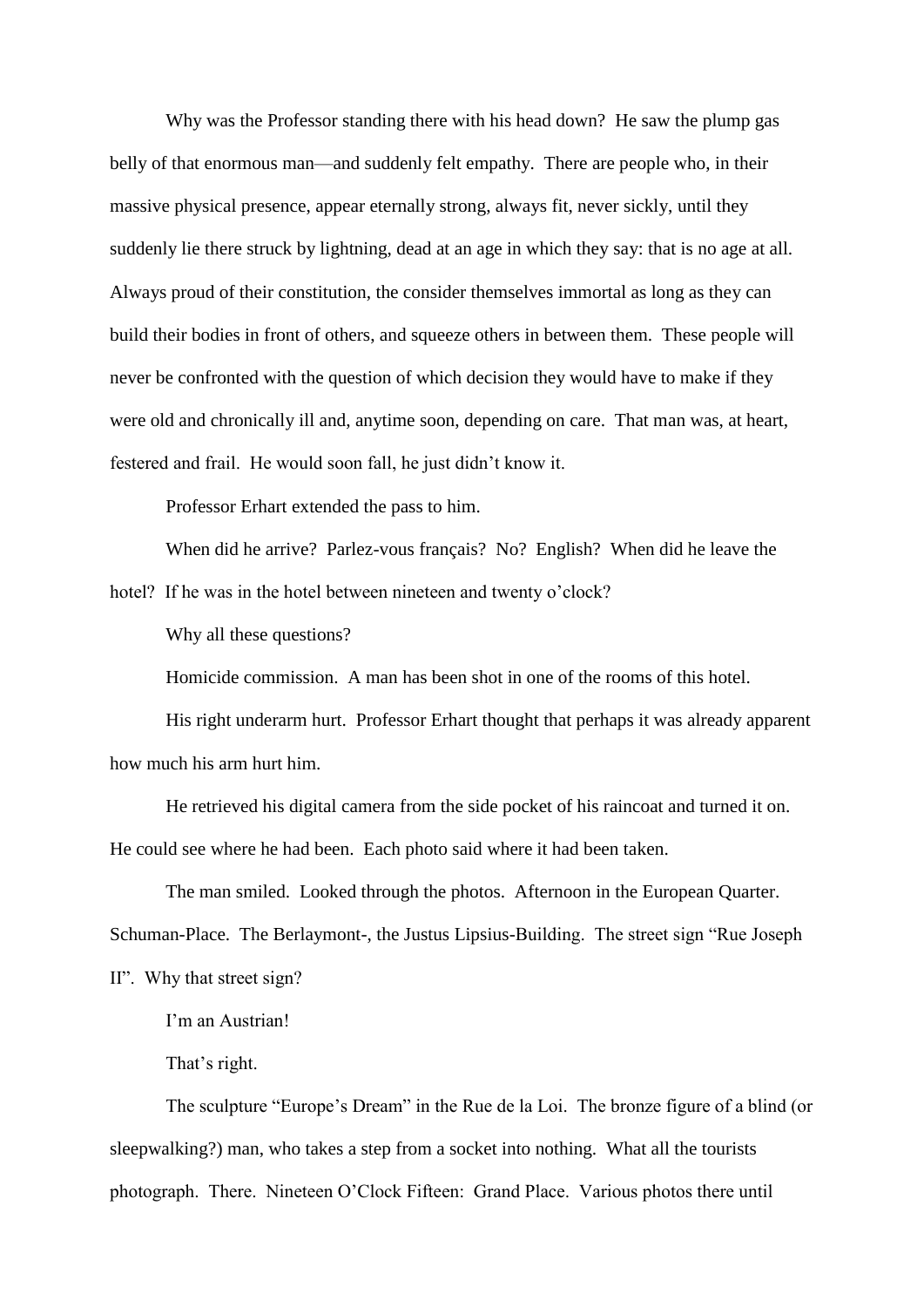Why was the Professor standing there with his head down? He saw the plump gas belly of that enormous man—and suddenly felt empathy. There are people who, in their massive physical presence, appear eternally strong, always fit, never sickly, until they suddenly lie there struck by lightning, dead at an age in which they say: that is no age at all. Always proud of their constitution, the consider themselves immortal as long as they can build their bodies in front of others, and squeeze others in between them. These people will never be confronted with the question of which decision they would have to make if they were old and chronically ill and, anytime soon, depending on care. That man was, at heart, festered and frail. He would soon fall, he just didn't know it.

Professor Erhart extended the pass to him.

When did he arrive? Parlez-vous français? No? English? When did he leave the hotel? If he was in the hotel between nineteen and twenty o'clock?

Why all these questions?

Homicide commission. A man has been shot in one of the rooms of this hotel.

His right underarm hurt. Professor Erhart thought that perhaps it was already apparent how much his arm hurt him.

He retrieved his digital camera from the side pocket of his raincoat and turned it on. He could see where he had been. Each photo said where it had been taken.

The man smiled. Looked through the photos. Afternoon in the European Quarter. Schuman-Place. The Berlaymont-, the Justus Lipsius-Building. The street sign "Rue Joseph II". Why that street sign?

I'm an Austrian!

That's right.

The sculpture "Europe's Dream" in the Rue de la Loi. The bronze figure of a blind (or sleepwalking?) man, who takes a step from a socket into nothing. What all the tourists photograph. There. Nineteen O'Clock Fifteen: Grand Place. Various photos there until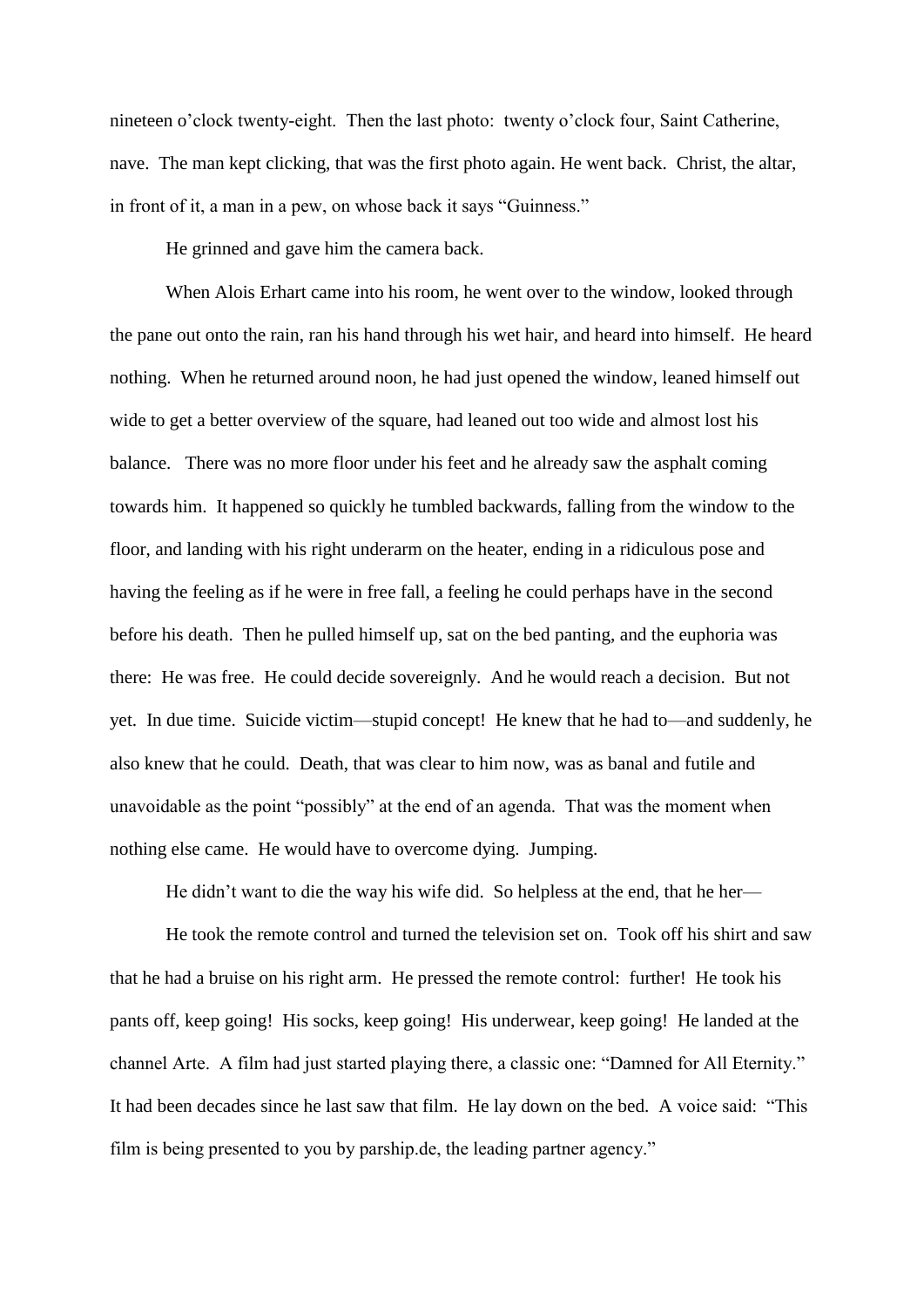nineteen o'clock twenty-eight. Then the last photo: twenty o'clock four, Saint Catherine, nave. The man kept clicking, that was the first photo again. He went back. Christ, the altar, in front of it, a man in a pew, on whose back it says "Guinness."

He grinned and gave him the camera back.

When Alois Erhart came into his room, he went over to the window, looked through the pane out onto the rain, ran his hand through his wet hair, and heard into himself. He heard nothing. When he returned around noon, he had just opened the window, leaned himself out wide to get a better overview of the square, had leaned out too wide and almost lost his balance. There was no more floor under his feet and he already saw the asphalt coming towards him. It happened so quickly he tumbled backwards, falling from the window to the floor, and landing with his right underarm on the heater, ending in a ridiculous pose and having the feeling as if he were in free fall, a feeling he could perhaps have in the second before his death. Then he pulled himself up, sat on the bed panting, and the euphoria was there: He was free. He could decide sovereignly. And he would reach a decision. But not yet. In due time. Suicide victim—stupid concept! He knew that he had to—and suddenly, he also knew that he could. Death, that was clear to him now, was as banal and futile and unavoidable as the point "possibly" at the end of an agenda. That was the moment when nothing else came. He would have to overcome dying. Jumping.

He didn't want to die the way his wife did. So helpless at the end, that he her—

He took the remote control and turned the television set on. Took off his shirt and saw that he had a bruise on his right arm. He pressed the remote control: further! He took his pants off, keep going! His socks, keep going! His underwear, keep going! He landed at the channel Arte. A film had just started playing there, a classic one: "Damned for All Eternity." It had been decades since he last saw that film. He lay down on the bed. A voice said: "This film is being presented to you by parship.de, the leading partner agency."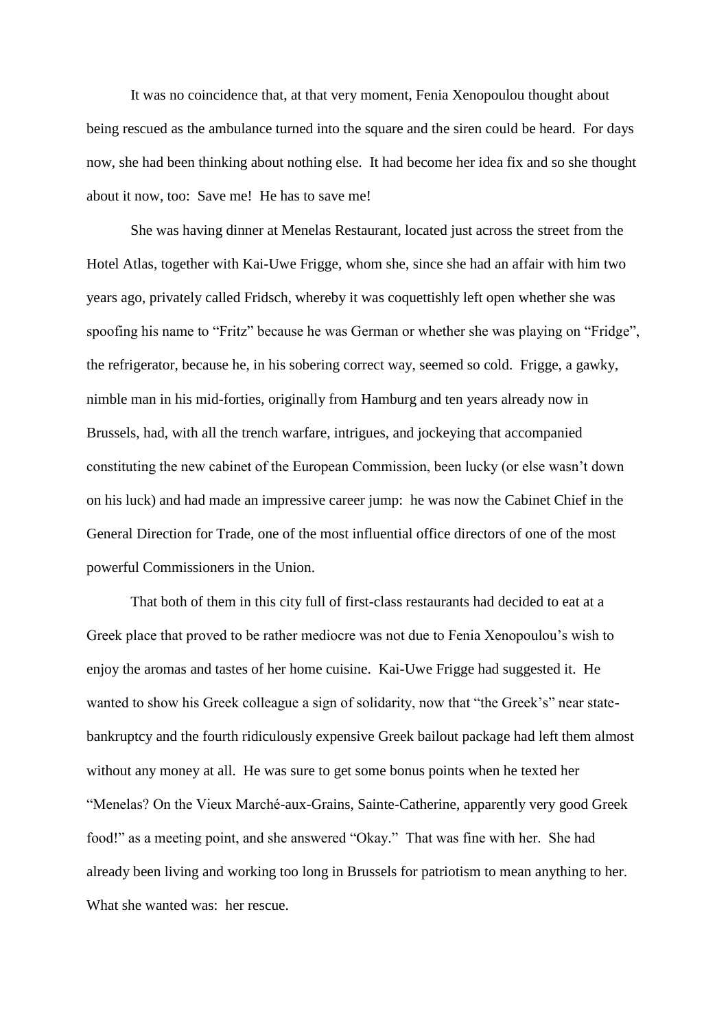It was no coincidence that, at that very moment, Fenia Xenopoulou thought about being rescued as the ambulance turned into the square and the siren could be heard. For days now, she had been thinking about nothing else. It had become her idea fix and so she thought about it now, too: Save me! He has to save me!

She was having dinner at Menelas Restaurant, located just across the street from the Hotel Atlas, together with Kai-Uwe Frigge, whom she, since she had an affair with him two years ago, privately called Fridsch, whereby it was coquettishly left open whether she was spoofing his name to "Fritz" because he was German or whether she was playing on "Fridge", the refrigerator, because he, in his sobering correct way, seemed so cold. Frigge, a gawky, nimble man in his mid-forties, originally from Hamburg and ten years already now in Brussels, had, with all the trench warfare, intrigues, and jockeying that accompanied constituting the new cabinet of the European Commission, been lucky (or else wasn't down on his luck) and had made an impressive career jump: he was now the Cabinet Chief in the General Direction for Trade, one of the most influential office directors of one of the most powerful Commissioners in the Union.

That both of them in this city full of first-class restaurants had decided to eat at a Greek place that proved to be rather mediocre was not due to Fenia Xenopoulou's wish to enjoy the aromas and tastes of her home cuisine. Kai-Uwe Frigge had suggested it. He wanted to show his Greek colleague a sign of solidarity, now that "the Greek's" near state-bankruptcy and the fourth ridiculously expensive Greek bailout package had left them almost without any money at all. He was sure to get some bonus points when he texted her "Menelas? On the Vieux Marché-aux-Grains, Sainte-Catherine, apparently very good Greek food!" as a meeting point, and she answered "Okay." That was fine with her. She had already been living and working too long in Brussels for patriotism to mean anything to her. What she wanted was: her rescue.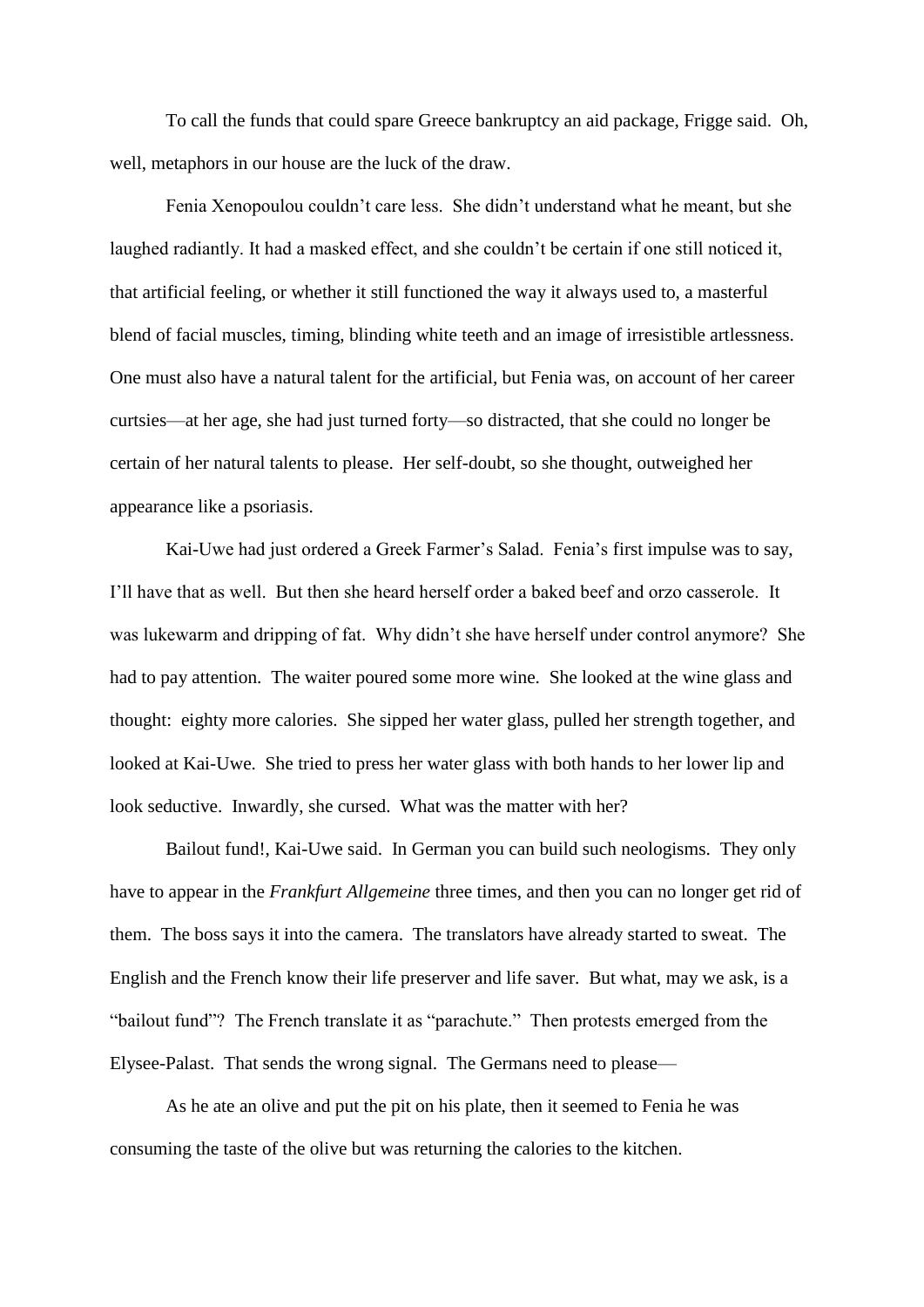To call the funds that could spare Greece bankruptcy an aid package, Frigge said. Oh, well, metaphors in our house are the luck of the draw.

Fenia Xenopoulou couldn't care less. She didn't understand what he meant, but she laughed radiantly. It had a masked effect, and she couldn't be certain if one still noticed it, that artificial feeling, or whether it still functioned the way it always used to, a masterful blend of facial muscles, timing, blinding white teeth and an image of irresistible artlessness. One must also have a natural talent for the artificial, but Fenia was, on account of her career curtsies—at her age, she had just turned forty—so distracted, that she could no longer be certain of her natural talents to please. Her self-doubt, so she thought, outweighed her appearance like a psoriasis.

Kai-Uwe had just ordered a Greek Farmer's Salad. Fenia's first impulse was to say, I'll have that as well. But then she heard herself order a baked beef and orzo casserole. It was lukewarm and dripping of fat. Why didn't she have herself under control anymore? She had to pay attention. The waiter poured some more wine. She looked at the wine glass and thought: eighty more calories. She sipped her water glass, pulled her strength together, and looked at Kai-Uwe. She tried to press her water glass with both hands to her lower lip and look seductive. Inwardly, she cursed. What was the matter with her?

Bailout fund!, Kai-Uwe said. In German you can build such neologisms. They only have to appear in the *Frankfurt Allgemeine* three times, and then you can no longer get rid of them. The boss says it into the camera. The translators have already started to sweat. The English and the French know their life preserver and life saver. But what, may we ask, is a "bailout fund"? The French translate it as "parachute." Then protests emerged from the Elysee-Palast. That sends the wrong signal. The Germans need to please—

As he ate an olive and put the pit on his plate, then it seemed to Fenia he was consuming the taste of the olive but was returning the calories to the kitchen.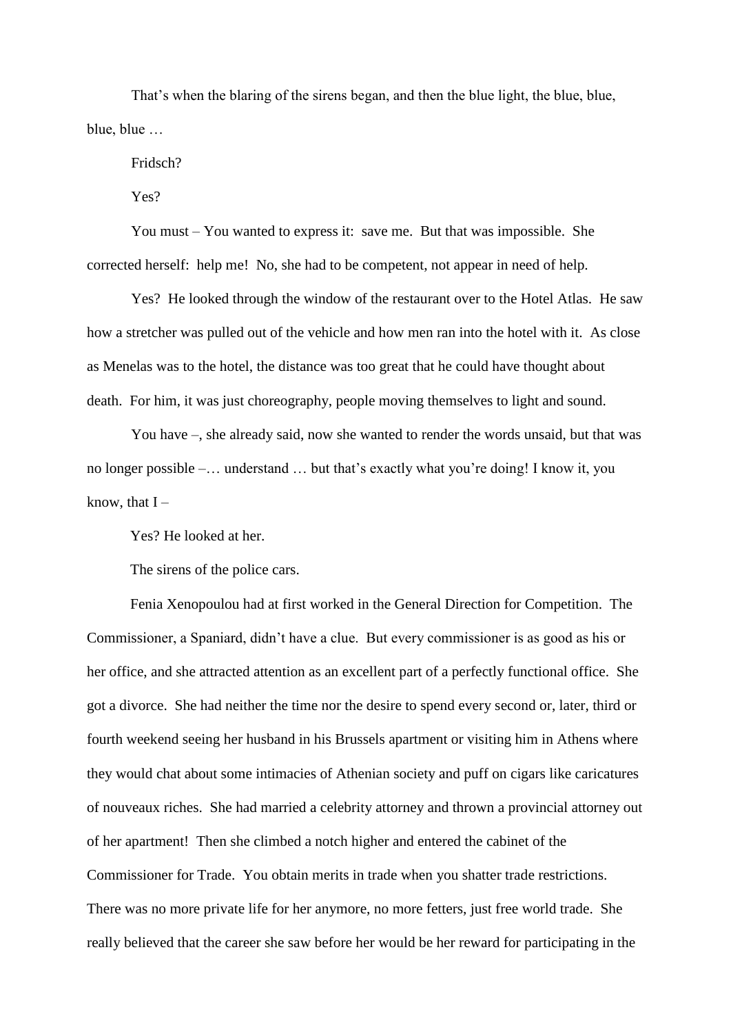That's when the blaring of the sirens began, and then the blue light, the blue, blue, blue, blue …

Fridsch?

Yes?

You must – You wanted to express it: save me. But that was impossible. She corrected herself: help me! No, she had to be competent, not appear in need of help.

Yes? He looked through the window of the restaurant over to the Hotel Atlas. He saw how a stretcher was pulled out of the vehicle and how men ran into the hotel with it. As close as Menelas was to the hotel, the distance was too great that he could have thought about death. For him, it was just choreography, people moving themselves to light and sound.

You have –, she already said, now she wanted to render the words unsaid, but that was no longer possible –… understand … but that's exactly what you're doing! I know it, you know, that I –

Yes? He looked at her.

The sirens of the police cars.

Fenia Xenopoulou had at first worked in the General Direction for Competition. The Commissioner, a Spaniard, didn't have a clue. But every commissioner is as good as his or her office, and she attracted attention as an excellent part of a perfectly functional office. She got a divorce. She had neither the time nor the desire to spend every second or, later, third or fourth weekend seeing her husband in his Brussels apartment or visiting him in Athens where they would chat about some intimacies of Athenian society and puff on cigars like caricatures of nouveaux riches. She had married a celebrity attorney and thrown a provincial attorney out of her apartment! Then she climbed a notch higher and entered the cabinet of the Commissioner for Trade. You obtain merits in trade when you shatter trade restrictions. There was no more private life for her anymore, no more fetters, just free world trade. She really believed that the career she saw before her would be her reward for participating in the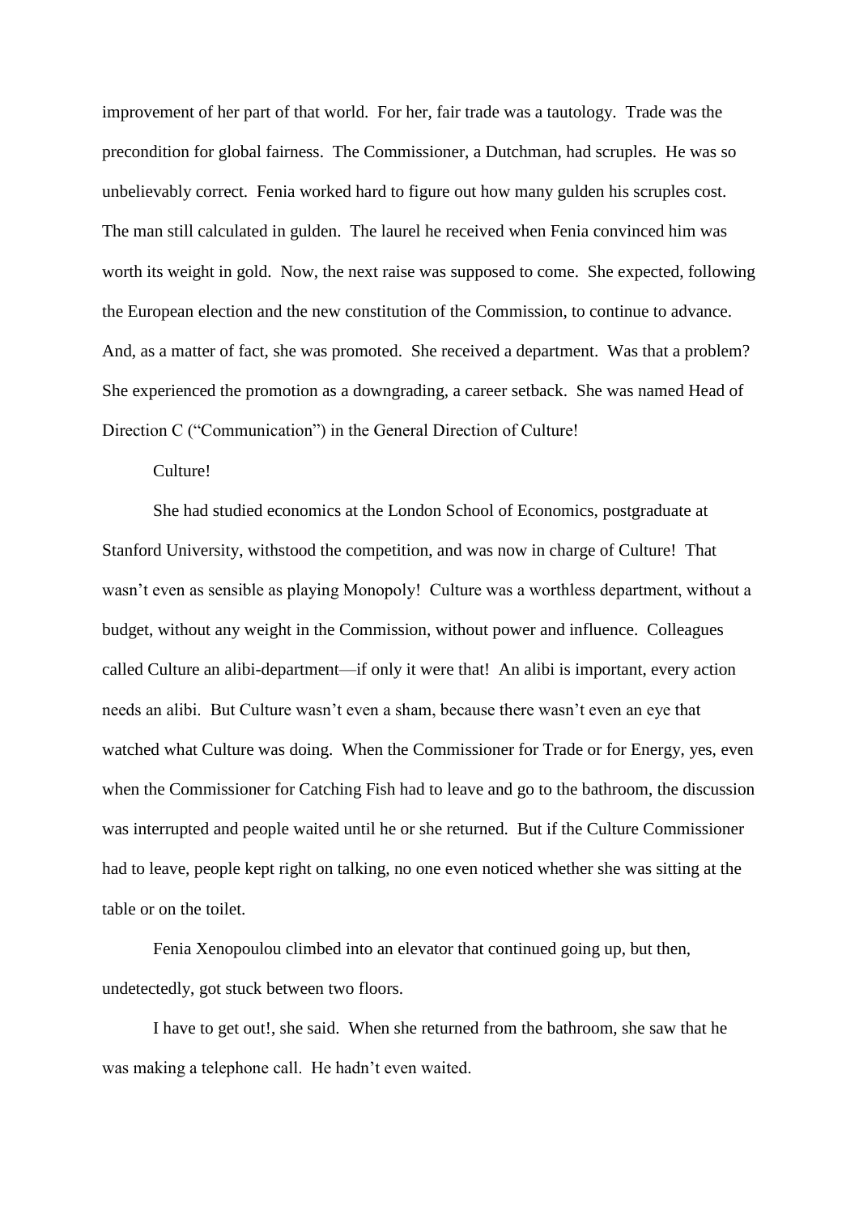improvement of her part of that world. For her, fair trade was a tautology. Trade was the precondition for global fairness. The Commissioner, a Dutchman, had scruples. He was so unbelievably correct. Fenia worked hard to figure out how many gulden his scruples cost. The man still calculated in gulden. The laurel he received when Fenia convinced him was worth its weight in gold. Now, the next raise was supposed to come. She expected, following the European election and the new constitution of the Commission, to continue to advance. And, as a matter of fact, she was promoted. She received a department. Was that a problem? She experienced the promotion as a downgrading, a career setback. She was named Head of Direction C ("Communication") in the General Direction of Culture!

Culture!

She had studied economics at the London School of Economics, postgraduate at Stanford University, withstood the competition, and was now in charge of Culture! That wasn't even as sensible as playing Monopoly! Culture was a worthless department, without a budget, without any weight in the Commission, without power and influence. Colleagues called Culture an alibi-department—if only it were that! An alibi is important, every action needs an alibi. But Culture wasn't even a sham, because there wasn't even an eye that watched what Culture was doing. When the Commissioner for Trade or for Energy, yes, even when the Commissioner for Catching Fish had to leave and go to the bathroom, the discussion was interrupted and people waited until he or she returned. But if the Culture Commissioner had to leave, people kept right on talking, no one even noticed whether she was sitting at the table or on the toilet.

Fenia Xenopoulou climbed into an elevator that continued going up, but then, undetectedly, got stuck between two floors.

I have to get out!, she said. When she returned from the bathroom, she saw that he was making a telephone call. He hadn't even waited.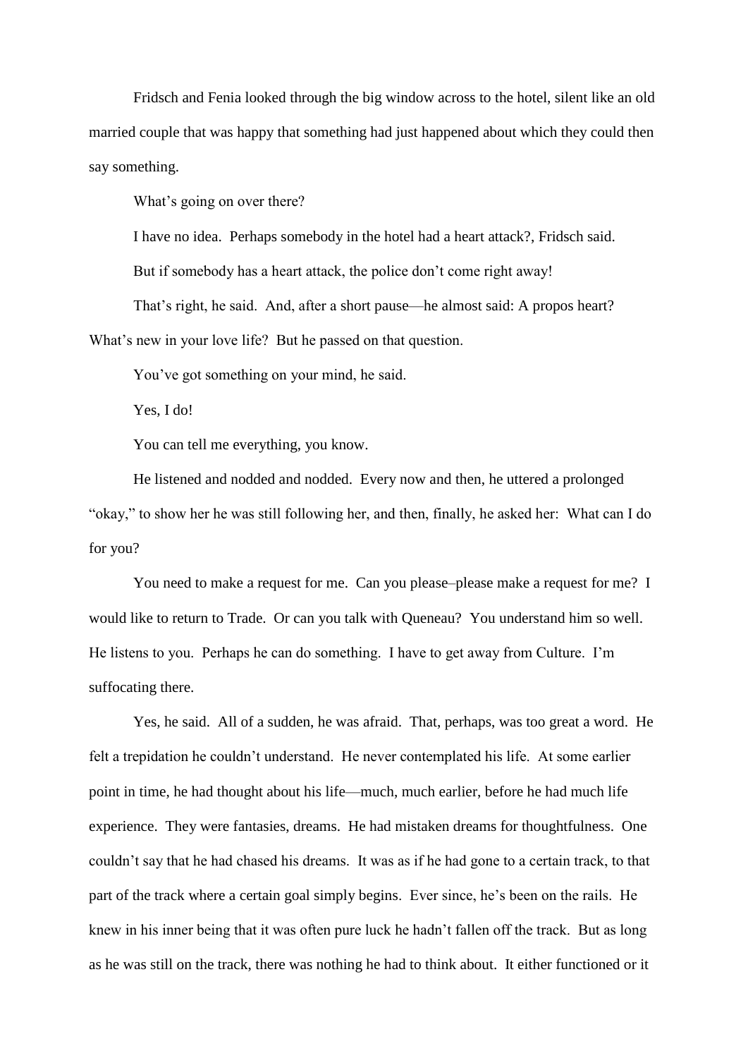Fridsch and Fenia looked through the big window across to the hotel, silent like an old married couple that was happy that something had just happened about which they could then say something.

What's going on over there?

I have no idea. Perhaps somebody in the hotel had a heart attack?, Fridsch said.

But if somebody has a heart attack, the police don't come right away!

That's right, he said. And, after a short pause—he almost said: A propos heart? What's new in your love life? But he passed on that question.

You've got something on your mind, he said.

Yes, I do!

You can tell me everything, you know.

He listened and nodded and nodded. Every now and then, he uttered a prolonged "okay," to show her he was still following her, and then, finally, he asked her: What can I do for you?

You need to make a request for me. Can you please–please make a request for me? I would like to return to Trade. Or can you talk with Queneau? You understand him so well. He listens to you. Perhaps he can do something. I have to get away from Culture. I'm suffocating there.

Yes, he said. All of a sudden, he was afraid. That, perhaps, was too great a word. He felt a trepidation he couldn't understand. He never contemplated his life. At some earlier point in time, he had thought about his life—much, much earlier, before he had much life experience. They were fantasies, dreams. He had mistaken dreams for thoughtfulness. One couldn't say that he had chased his dreams. It was as if he had gone to a certain track, to that part of the track where a certain goal simply begins. Ever since, he's been on the rails. He knew in his inner being that it was often pure luck he hadn't fallen off the track. But as long as he was still on the track, there was nothing he had to think about. It either functioned or it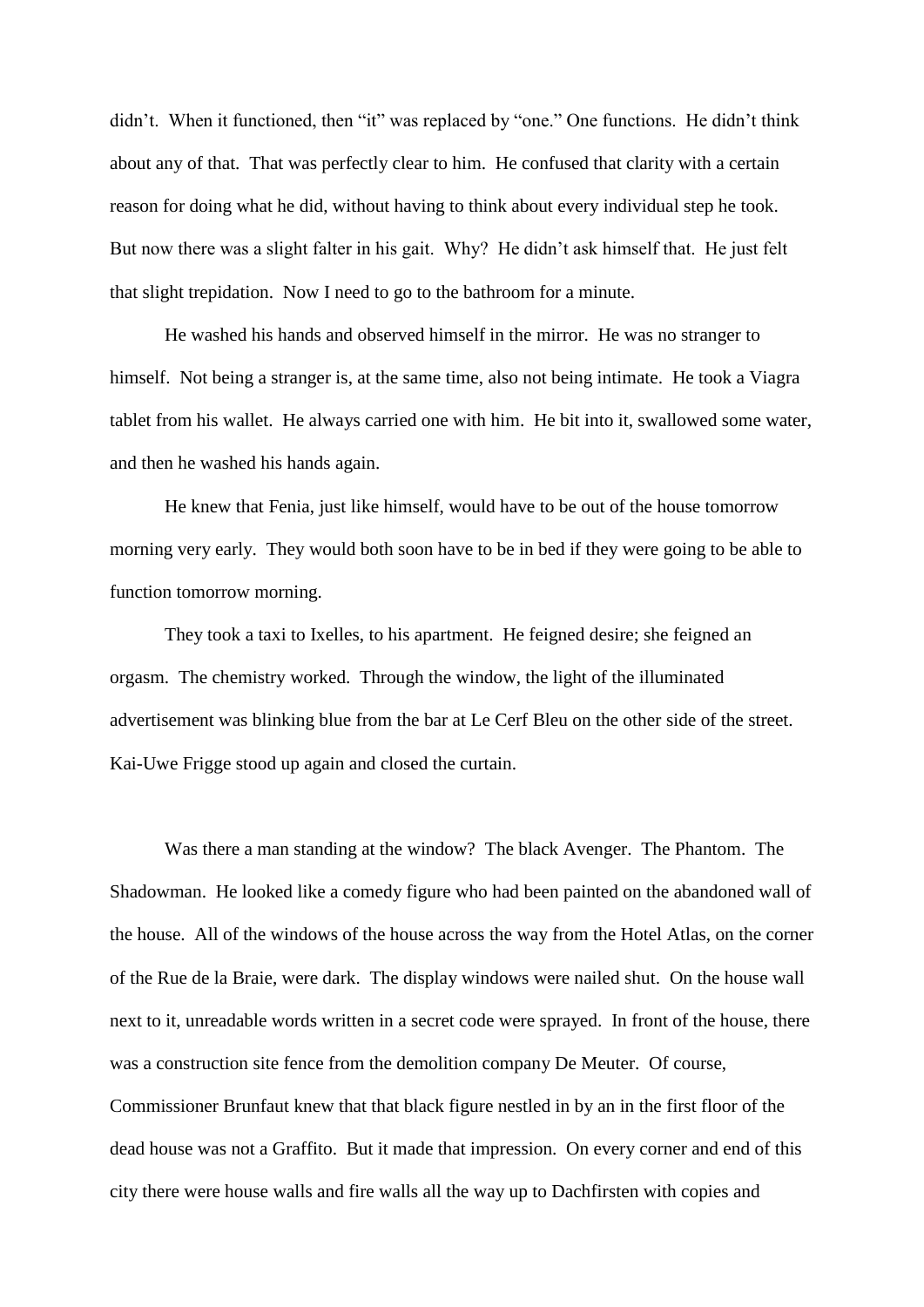didn't. When it functioned, then "it" was replaced by "one." One functions. He didn't think about any of that. That was perfectly clear to him. He confused that clarity with a certain reason for doing what he did, without having to think about every individual step he took. But now there was a slight falter in his gait. Why? He didn't ask himself that. He just felt that slight trepidation. Now I need to go to the bathroom for a minute.

He washed his hands and observed himself in the mirror. He was no stranger to himself. Not being a stranger is, at the same time, also not being intimate. He took a Viagra tablet from his wallet. He always carried one with him. He bit into it, swallowed some water, and then he washed his hands again.

He knew that Fenia, just like himself, would have to be out of the house tomorrow morning very early. They would both soon have to be in bed if they were going to be able to function tomorrow morning.

They took a taxi to Ixelles, to his apartment. He feigned desire; she feigned an orgasm. The chemistry worked. Through the window, the light of the illuminated advertisement was blinking blue from the bar at Le Cerf Bleu on the other side of the street. Kai-Uwe Frigge stood up again and closed the curtain.

Was there a man standing at the window? The black Avenger. The Phantom. The Shadowman. He looked like a comedy figure who had been painted on the abandoned wall of the house. All of the windows of the house across the way from the Hotel Atlas, on the corner of the Rue de la Braie, were dark. The display windows were nailed shut. On the house wall next to it, unreadable words written in a secret code were sprayed. In front of the house, there was a construction site fence from the demolition company De Meuter. Of course, Commissioner Brunfaut knew that that black figure nestled in by an in the first floor of the dead house was not a Graffito. But it made that impression. On every corner and end of this city there were house walls and fire walls all the way up to Dachfirsten with copies and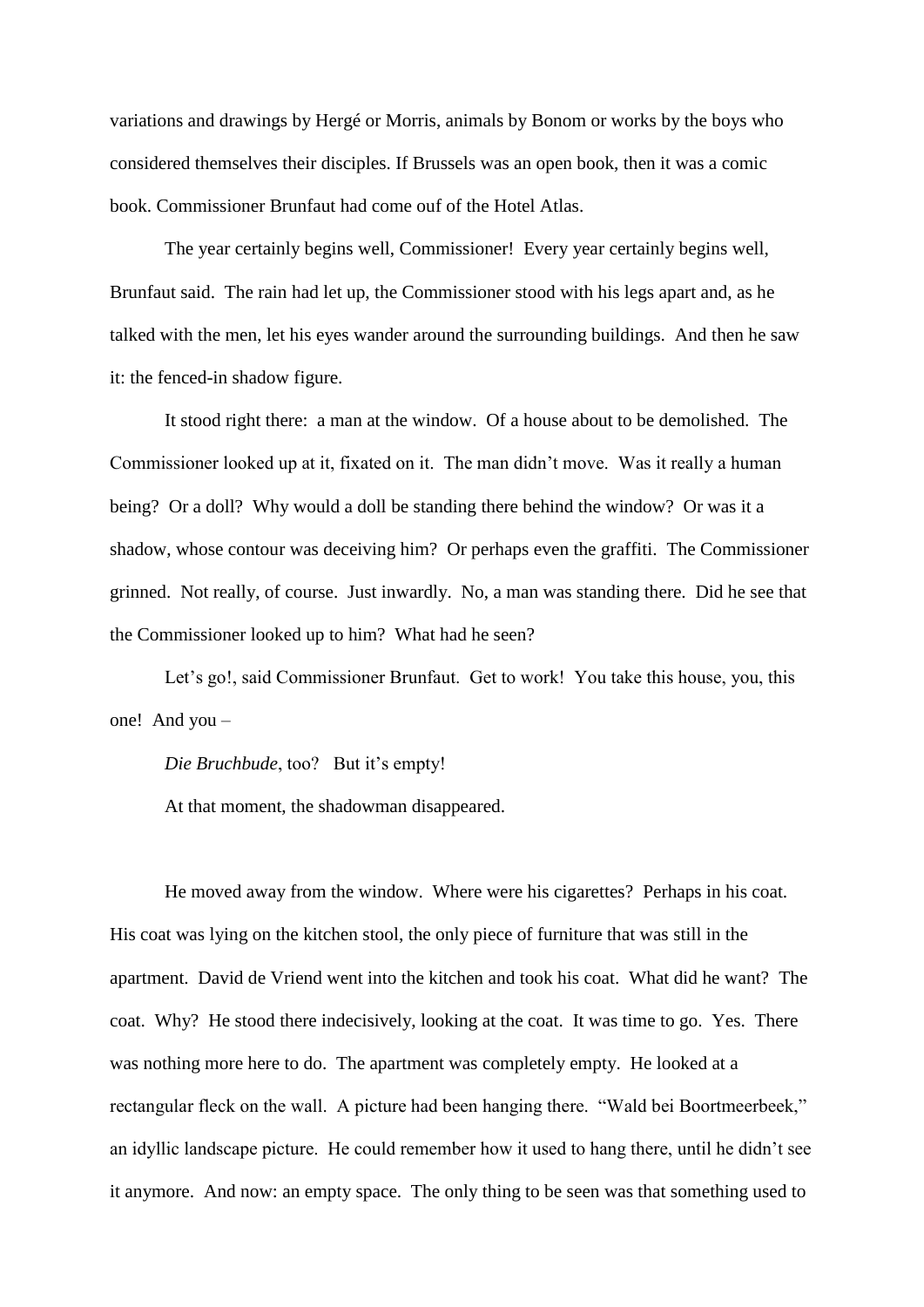variations and drawings by Hergé or Morris, animals by Bonom or works by the boys who considered themselves their disciples. If Brussels was an open book, then it was a comic book. Commissioner Brunfaut had come ouf of the Hotel Atlas.

The year certainly begins well, Commissioner! Every year certainly begins well, Brunfaut said. The rain had let up, the Commissioner stood with his legs apart and, as he talked with the men, let his eyes wander around the surrounding buildings. And then he saw it: the fenced-in shadow figure.

It stood right there: a man at the window. Of a house about to be demolished. The Commissioner looked up at it, fixated on it. The man didn't move. Was it really a human being? Or a doll? Why would a doll be standing there behind the window? Or was it a shadow, whose contour was deceiving him? Or perhaps even the graffiti. The Commissioner grinned. Not really, of course. Just inwardly. No, a man was standing there. Did he see that the Commissioner looked up to him? What had he seen?

Let's go!, said Commissioner Brunfaut. Get to work! You take this house, you, this one! And you –

*Die Bruchbude*, too? But it's empty!

At that moment, the shadowman disappeared.

He moved away from the window. Where were his cigarettes? Perhaps in his coat. His coat was lying on the kitchen stool, the only piece of furniture that was still in the apartment. David de Vriend went into the kitchen and took his coat. What did he want? The coat. Why? He stood there indecisively, looking at the coat. It was time to go. Yes. There was nothing more here to do. The apartment was completely empty. He looked at a rectangular fleck on the wall. A picture had been hanging there. "Wald bei Boortmeerbeek," an idyllic landscape picture. He could remember how it used to hang there, until he didn't see it anymore. And now: an empty space. The only thing to be seen was that something used to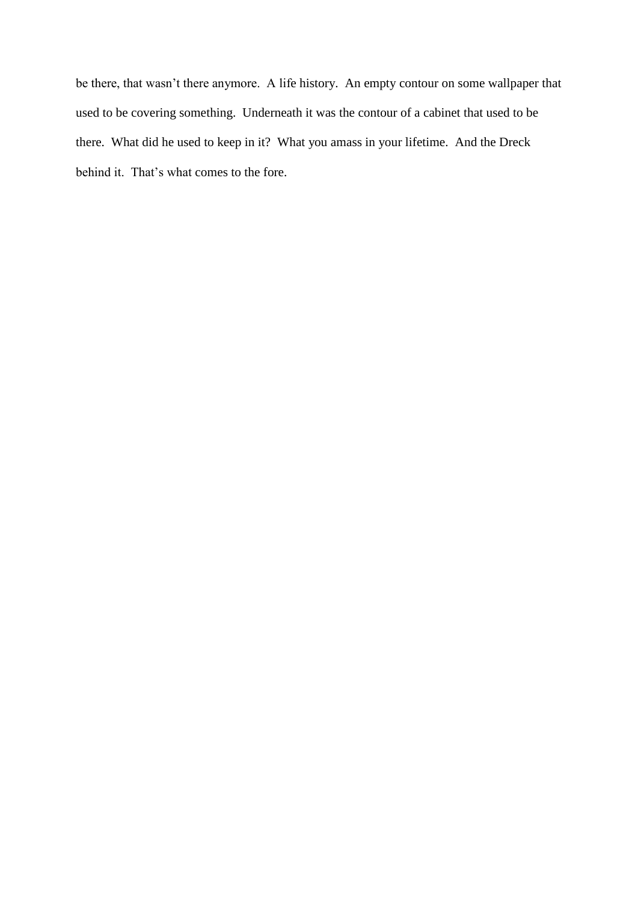be there, that wasn't there anymore. A life history. An empty contour on some wallpaper that used to be covering something. Underneath it was the contour of a cabinet that used to be there. What did he used to keep in it? What you amass in your lifetime. And the Dreck behind it. That's what comes to the fore.